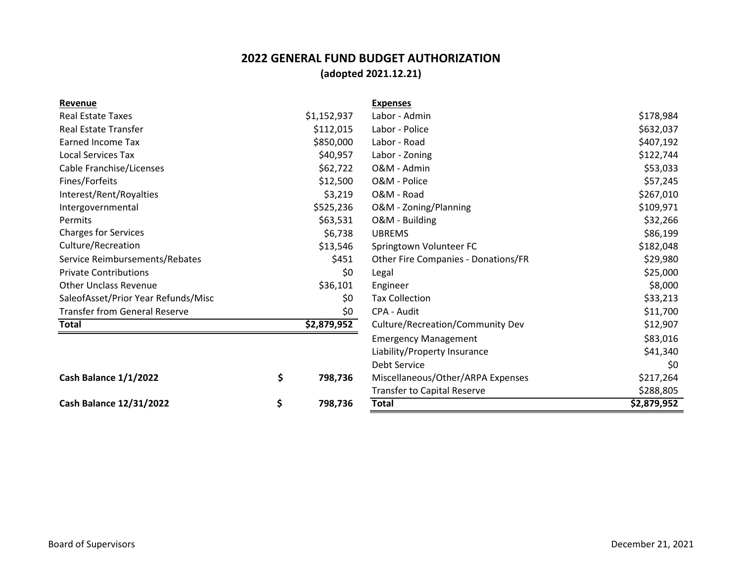# 2022 GENERAL FUND BUDGET AUTHORIZATION

**(adopted 2021.12.21)**

| **Revenue** | | **Expenses** | |
|---|---|---|---|
| Real Estate Taxes | $1,152,937 | Labor - Admin | $178,984 |
| Real Estate Transfer | $112,015 | Labor - Police | $632,037 |
| Earned Income Tax | $850,000 | Labor - Road | $407,192 |
| Local Services Tax | $40,957 | Labor - Zoning | $122,744 |
| Cable Franchise/Licenses | $62,722 | O&M - Admin | $53,033 |
| Fines/Forfeits | $12,500 | O&M - Police | $57,245 |
| Interest/Rent/Royalties | $3,219 | O&M - Road | $267,010 |
| Intergovernmental | $525,236 | O&M - Zoning/Planning | $109,971 |
| Permits | $63,531 | O&M - Building | $32,266 |
| Charges for Services | $6,738 | UBREMS | $86,199 |
| Culture/Recreation | $13,546 | Springtown Volunteer FC | $182,048 |
| Service Reimbursements/Rebates | $451 | Other Fire Companies - Donations/FR | $29,980 |
| Private Contributions | $0 | Legal | $25,000 |
| Other Unclass Revenue | $36,101 | Engineer | $8,000 |
| SaleofAsset/Prior Year Refunds/Misc | $0 | Tax Collection | $33,213 |
| Transfer from General Reserve | $0 | CPA - Audit | $11,700 |
| **Total** | **$2,879,952** | Culture/Recreation/Community Dev | $12,907 |
| | | Emergency Management | $83,016 |
| | | Liability/Property Insurance | $41,340 |
| | | Debt Service | $0 |
| **Cash Balance 1/1/2022** | **$ 798,736** | Miscellaneous/Other/ARPA Expenses | $217,264 |
| | | Transfer to Capital Reserve | $288,805 |
| **Cash Balance 12/31/2022** | **$ 798,736** | **Total** | **$2,879,952** |

Board of Supervisors

December 21, 2021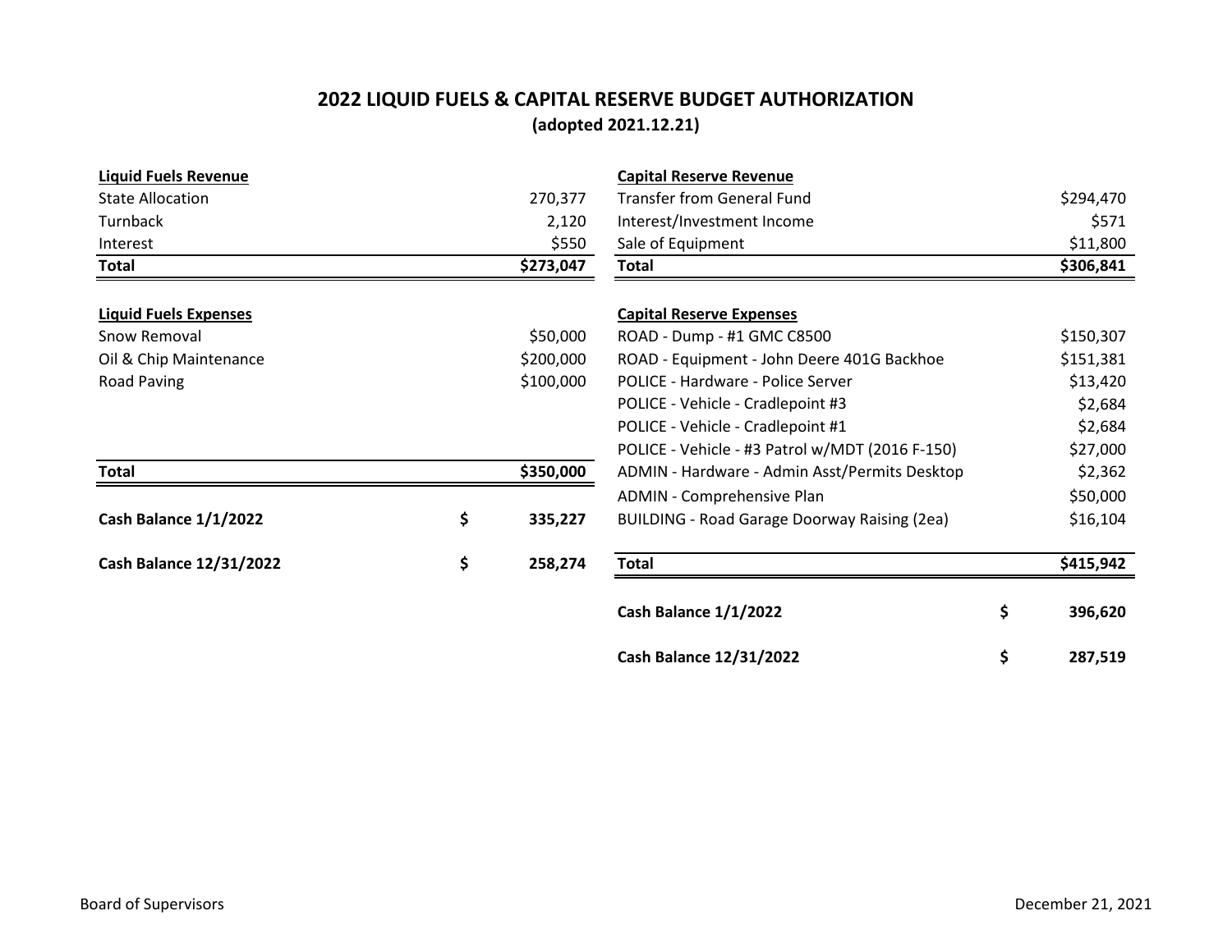# 2022 LIQUID FUELS & CAPITAL RESERVE BUDGET AUTHORIZATION

**(adopted 2021.12.21)**

| **Liquid Fuels Revenue** | |
|---|---|
| State Allocation | 270,377 |
| Turnback | 2,120 |
| Interest | $550 |
| **Total** | **$273,047** |

| **Liquid Fuels Expenses** | |
|---|---|
| Snow Removal | $50,000 |
| Oil & Chip Maintenance | $200,000 |
| Road Paving | $100,000 |
| **Total** | **$350,000** |
| **Cash Balance 1/1/2022** | **$ 335,227** |
| **Cash Balance 12/31/2022** | **$ 258,274** |

| **Capital Reserve Revenue** | |
|---|---|
| Transfer from General Fund | $294,470 |
| Interest/Investment Income | $571 |
| Sale of Equipment | $11,800 |
| **Total** | **$306,841** |

| **Capital Reserve Expenses** | |
|---|---|
| ROAD - Dump - #1 GMC C8500 | $150,307 |
| ROAD - Equipment - John Deere 401G Backhoe | $151,381 |
| POLICE - Hardware - Police Server | $13,420 |
| POLICE - Vehicle - Cradlepoint #3 | $2,684 |
| POLICE - Vehicle - Cradlepoint #1 | $2,684 |
| POLICE - Vehicle - #3 Patrol w/MDT (2016 F-150) | $27,000 |
| ADMIN - Hardware - Admin Asst/Permits Desktop | $2,362 |
| ADMIN - Comprehensive Plan | $50,000 |
| BUILDING - Road Garage Doorway Raising (2ea) | $16,104 |
| **Total** | **$415,942** |
| **Cash Balance 1/1/2022** | **$ 396,620** |
| **Cash Balance 12/31/2022** | **$ 287,519** |

Board of Supervisors

December 21, 2021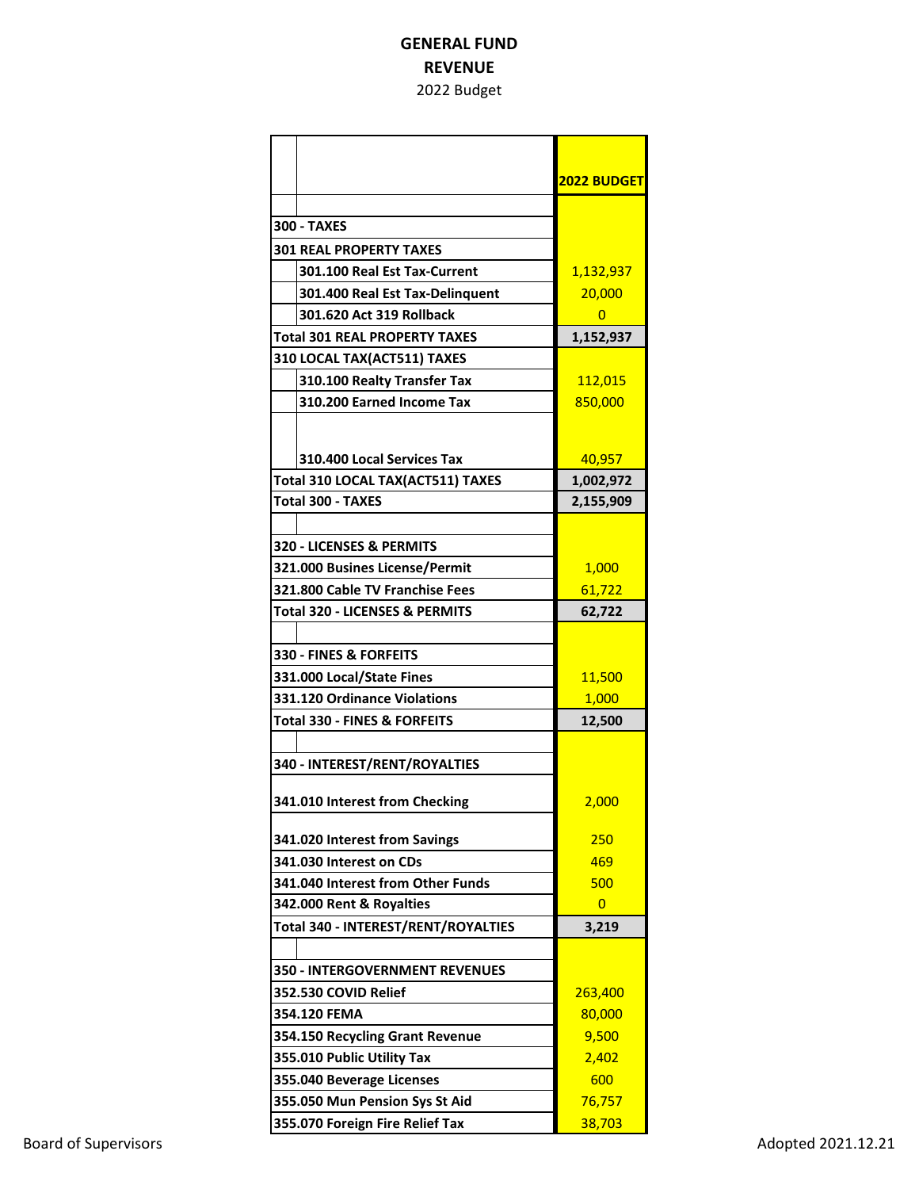# GENERAL FUND
## REVENUE
2022 Budget

| | 2022 BUDGET |
|---|---|
| | |
| **300 - TAXES** | |
| **301 REAL PROPERTY TAXES** | |
| 301.100 Real Est Tax-Current | 1,132,937 |
| 301.400 Real Est Tax-Delinquent | 20,000 |
| 301.620 Act 319 Rollback | 0 |
| **Total 301 REAL PROPERTY TAXES** | **1,152,937** |
| **310 LOCAL TAX(ACT511) TAXES** | |
| 310.100 Realty Transfer Tax | 112,015 |
| 310.200 Earned Income Tax | 850,000 |
| 310.400 Local Services Tax | 40,957 |
| **Total 310 LOCAL TAX(ACT511) TAXES** | **1,002,972** |
| **Total 300 - TAXES** | **2,155,909** |
| | |
| **320 - LICENSES & PERMITS** | |
| 321.000 Busines License/Permit | 1,000 |
| 321.800 Cable TV Franchise Fees | 61,722 |
| **Total 320 - LICENSES & PERMITS** | **62,722** |
| | |
| **330 - FINES & FORFEITS** | |
| 331.000 Local/State Fines | 11,500 |
| 331.120 Ordinance Violations | 1,000 |
| **Total 330 - FINES & FORFEITS** | **12,500** |
| | |
| **340 - INTEREST/RENT/ROYALTIES** | |
| 341.010 Interest from Checking | 2,000 |
| 341.020 Interest from Savings | 250 |
| 341.030 Interest on CDs | 469 |
| 341.040 Interest from Other Funds | 500 |
| 342.000 Rent & Royalties | 0 |
| **Total 340 - INTEREST/RENT/ROYALTIES** | **3,219** |
| | |
| **350 - INTERGOVERNMENT REVENUES** | |
| 352.530 COVID Relief | 263,400 |
| 354.120 FEMA | 80,000 |
| 354.150 Recycling Grant Revenue | 9,500 |
| 355.010 Public Utility Tax | 2,402 |
| 355.040 Beverage Licenses | 600 |
| 355.050 Mun Pension Sys St Aid | 76,757 |
| 355.070 Foreign Fire Relief Tax | 38,703 |

Board of Supervisors — Adopted 2021.12.21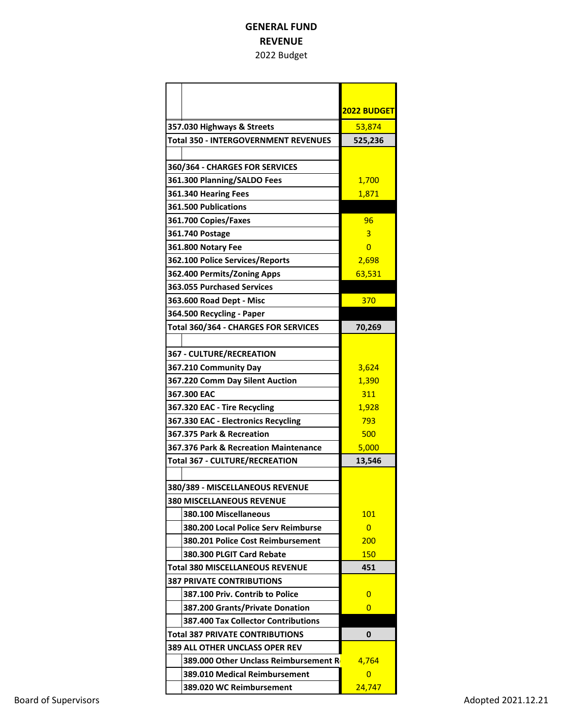**GENERAL FUND**

**REVENUE**

2022 Budget

| | | 2022 BUDGET |
|---|---|---|
| 357.030 Highways & Streets | | 53,874 |
| Total 350 - INTERGOVERNMENT REVENUES | | 525,236 |
| | | |
| 360/364 - CHARGES FOR SERVICES | | |
| 361.300 Planning/SALDO Fees | | 1,700 |
| 361.340 Hearing Fees | | 1,871 |
| 361.500 Publications | | |
| 361.700 Copies/Faxes | | 96 |
| 361.740 Postage | | 3 |
| 361.800 Notary Fee | | 0 |
| 362.100 Police Services/Reports | | 2,698 |
| 362.400 Permits/Zoning Apps | | 63,531 |
| 363.055 Purchased Services | | |
| 363.600 Road Dept - Misc | | 370 |
| 364.500 Recycling - Paper | | |
| Total 360/364 - CHARGES FOR SERVICES | | 70,269 |
| | | |
| 367 - CULTURE/RECREATION | | |
| 367.210 Community Day | | 3,624 |
| 367.220 Comm Day Silent Auction | | 1,390 |
| 367.300 EAC | | 311 |
| 367.320 EAC - Tire Recycling | | 1,928 |
| 367.330 EAC - Electronics Recycling | | 793 |
| 367.375 Park & Recreation | | 500 |
| 367.376 Park & Recreation Maintenance | | 5,000 |
| Total 367 - CULTURE/RECREATION | | 13,546 |
| | | |
| 380/389 - MISCELLANEOUS REVENUE | | |
| 380 MISCELLANEOUS REVENUE | | |
| | 380.100 Miscellaneous | 101 |
| | 380.200 Local Police Serv Reimburse | 0 |
| | 380.201 Police Cost Reimbursement | 200 |
| | 380.300 PLGIT Card Rebate | 150 |
| Total 380 MISCELLANEOUS REVENUE | | 451 |
| 387 PRIVATE CONTRIBUTIONS | | |
| | 387.100 Priv. Contrib to Police | 0 |
| | 387.200 Grants/Private Donation | 0 |
| | 387.400 Tax Collector Contributions | |
| Total 387 PRIVATE CONTRIBUTIONS | | 0 |
| 389 ALL OTHER UNCLASS OPER REV | | |
| | 389.000 Other Unclass Reimbursement R | 4,764 |
| | 389.010 Medical Reimbursement | 0 |
| | 389.020 WC Reimbursement | 24,747 |

Board of Supervisors

Adopted 2021.12.21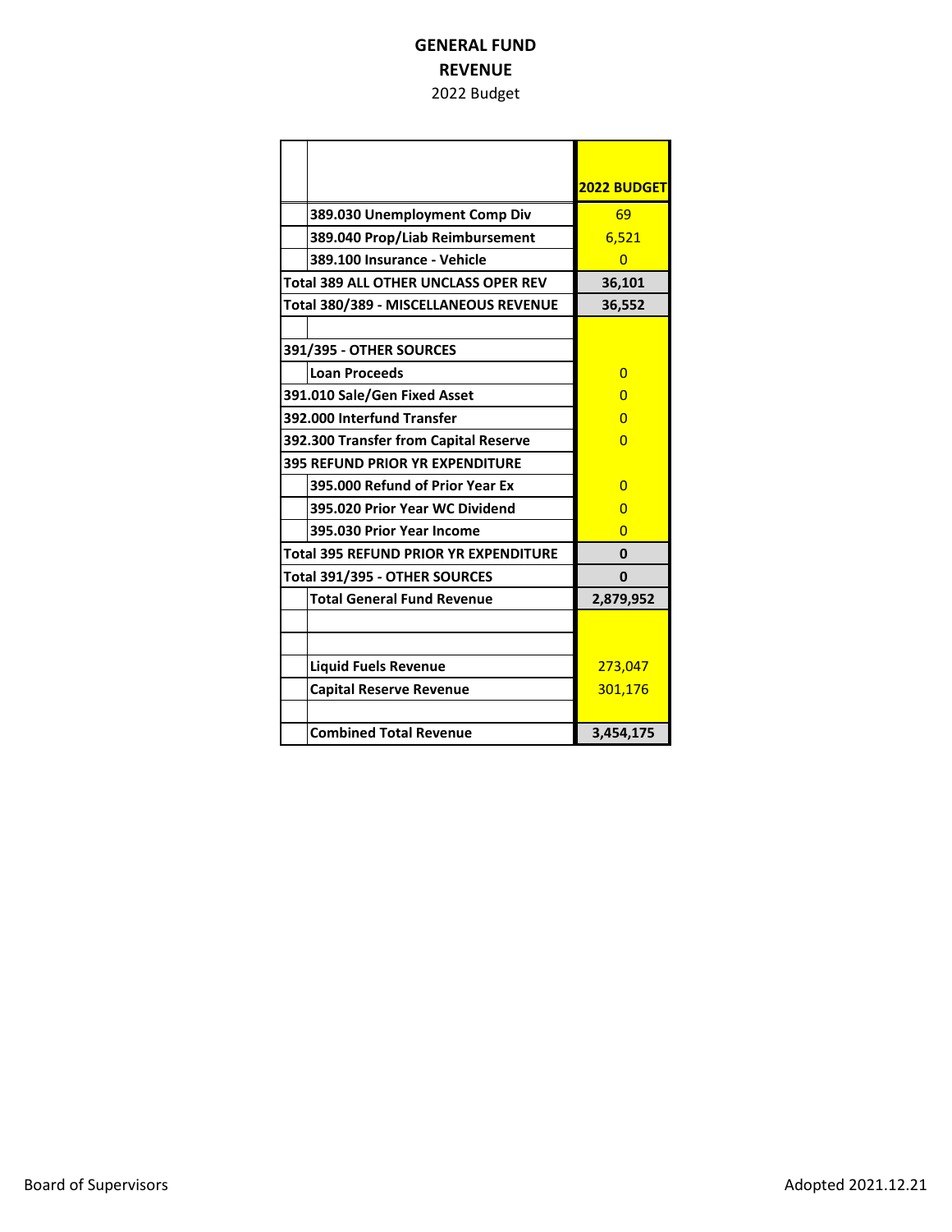# GENERAL FUND
## REVENUE
2022 Budget

| | | 2022 BUDGET |
|---|---|---|
| | 389.030 Unemployment Comp Div | 69 |
| | 389.040 Prop/Liab Reimbursement | 6,521 |
| | 389.100 Insurance - Vehicle | 0 |
| Total 389 ALL OTHER UNCLASS OPER REV | | 36,101 |
| Total 380/389 - MISCELLANEOUS REVENUE | | 36,552 |
| | | |
| 391/395 - OTHER SOURCES | | |
| | Loan Proceeds | 0 |
| 391.010 Sale/Gen Fixed Asset | | 0 |
| 392.000 Interfund Transfer | | 0 |
| 392.300 Transfer from Capital Reserve | | 0 |
| 395 REFUND PRIOR YR EXPENDITURE | | |
| | 395.000 Refund of Prior Year Ex | 0 |
| | 395.020 Prior Year WC Dividend | 0 |
| | 395.030 Prior Year Income | 0 |
| Total 395 REFUND PRIOR YR EXPENDITURE | | 0 |
| Total 391/395 - OTHER SOURCES | | 0 |
| | Total General Fund Revenue | 2,879,952 |
| | | |
| | | |
| | Liquid Fuels Revenue | 273,047 |
| | Capital Reserve Revenue | 301,176 |
| | | |
| | Combined Total Revenue | 3,454,175 |

Board of Supervisors — Adopted 2021.12.21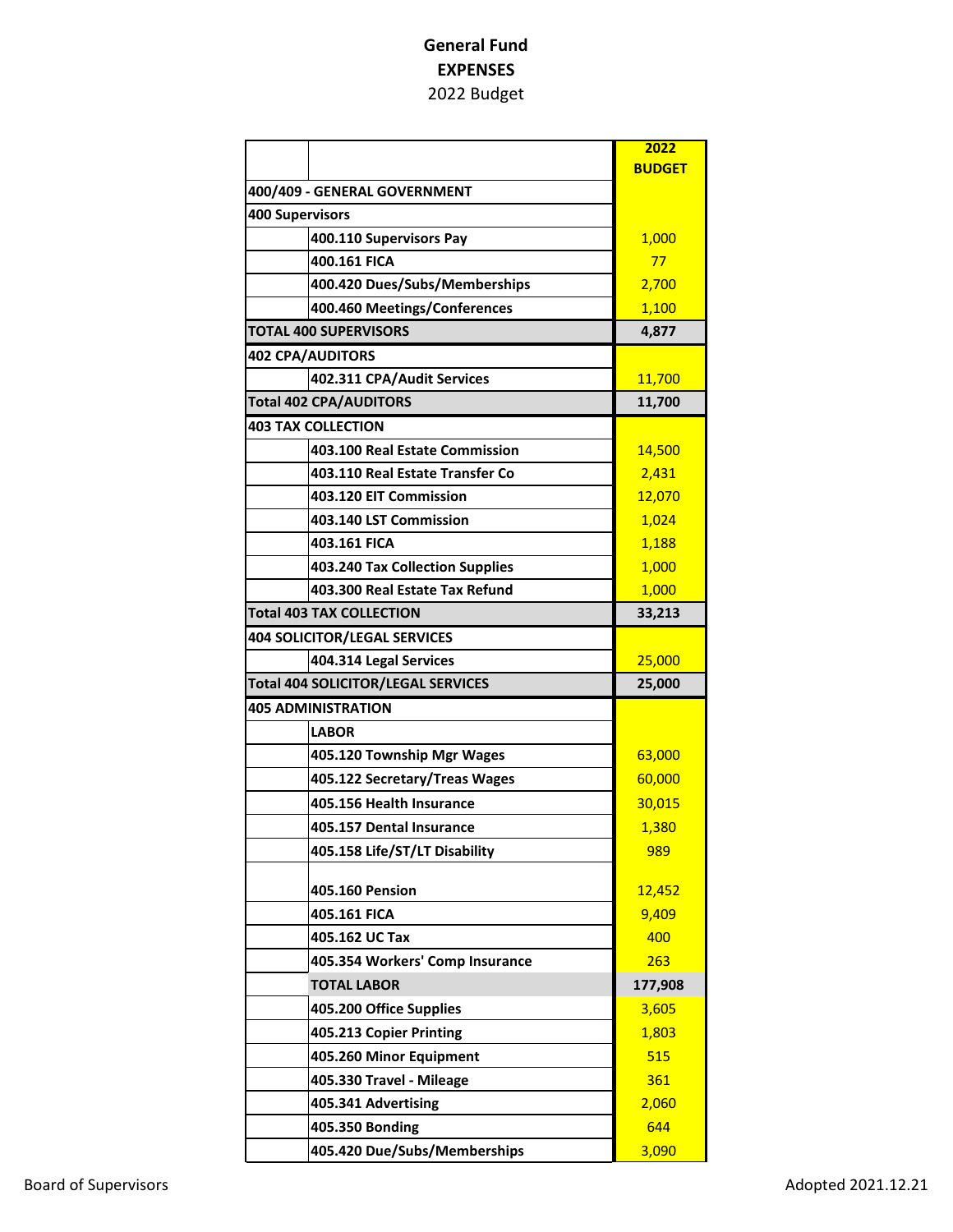# General Fund

## EXPENSES

2022 Budget

| | | 2022 BUDGET |
|---|---|---|
| **400/409 - GENERAL GOVERNMENT** | | |
| **400 Supervisors** | | |
| | **400.110 Supervisors Pay** | 1,000 |
| | **400.161 FICA** | 77 |
| | **400.420 Dues/Subs/Memberships** | 2,700 |
| | **400.460 Meetings/Conferences** | 1,100 |
| **TOTAL 400 SUPERVISORS** | | **4,877** |
| **402 CPA/AUDITORS** | | |
| | **402.311 CPA/Audit Services** | 11,700 |
| **Total 402 CPA/AUDITORS** | | **11,700** |
| **403 TAX COLLECTION** | | |
| | **403.100 Real Estate Commission** | 14,500 |
| | **403.110 Real Estate Transfer Co** | 2,431 |
| | **403.120 EIT Commission** | 12,070 |
| | **403.140 LST Commission** | 1,024 |
| | **403.161 FICA** | 1,188 |
| | **403.240 Tax Collection Supplies** | 1,000 |
| | **403.300 Real Estate Tax Refund** | 1,000 |
| **Total 403 TAX COLLECTION** | | **33,213** |
| **404 SOLICITOR/LEGAL SERVICES** | | |
| | **404.314 Legal Services** | 25,000 |
| **Total 404 SOLICITOR/LEGAL SERVICES** | | **25,000** |
| **405 ADMINISTRATION** | | |
| | **LABOR** | |
| | **405.120 Township Mgr Wages** | 63,000 |
| | **405.122 Secretary/Treas Wages** | 60,000 |
| | **405.156 Health Insurance** | 30,015 |
| | **405.157 Dental Insurance** | 1,380 |
| | **405.158 Life/ST/LT Disability** | 989 |
| | **405.160 Pension** | 12,452 |
| | **405.161 FICA** | 9,409 |
| | **405.162 UC Tax** | 400 |
| | **405.354 Workers' Comp Insurance** | 263 |
| | **TOTAL LABOR** | **177,908** |
| | **405.200 Office Supplies** | 3,605 |
| | **405.213 Copier Printing** | 1,803 |
| | **405.260 Minor Equipment** | 515 |
| | **405.330 Travel - Mileage** | 361 |
| | **405.341 Advertising** | 2,060 |
| | **405.350 Bonding** | 644 |
| | **405.420 Due/Subs/Memberships** | 3,090 |

Board of Supervisors

Adopted 2021.12.21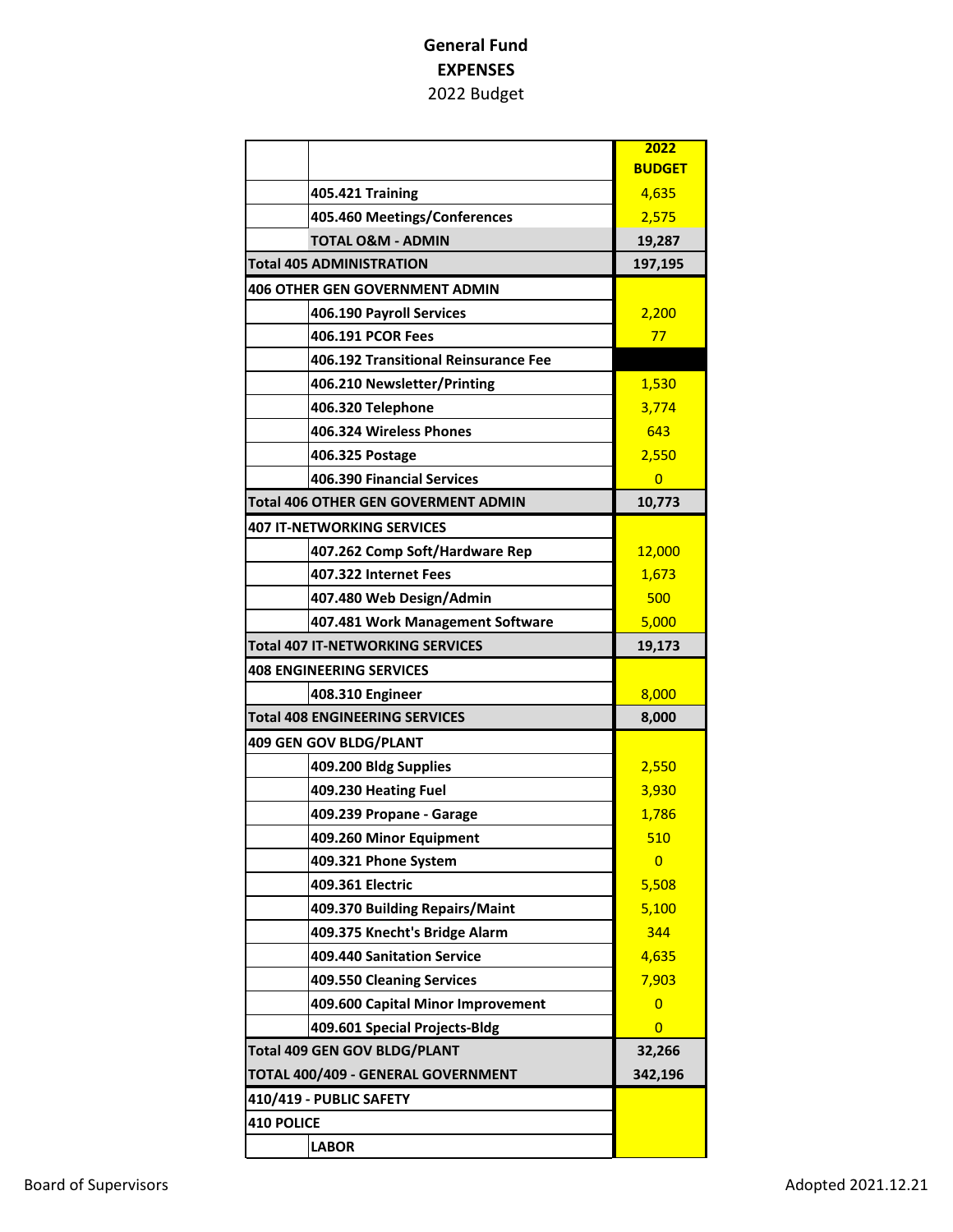# General Fund
## EXPENSES
2022 Budget

| | | 2022 BUDGET |
|---|---|---|
| | 405.421 Training | 4,635 |
| | 405.460 Meetings/Conferences | 2,575 |
| | TOTAL O&M - ADMIN | 19,287 |
| Total 405 ADMINISTRATION | | 197,195 |
| 406 OTHER GEN GOVERNMENT ADMIN | | |
| | 406.190 Payroll Services | 2,200 |
| | 406.191 PCOR Fees | 77 |
| | 406.192 Transitional Reinsurance Fee | |
| | 406.210 Newsletter/Printing | 1,530 |
| | 406.320 Telephone | 3,774 |
| | 406.324 Wireless Phones | 643 |
| | 406.325 Postage | 2,550 |
| | 406.390 Financial Services | 0 |
| Total 406 OTHER GEN GOVERMENT ADMIN | | 10,773 |
| 407 IT-NETWORKING SERVICES | | |
| | 407.262 Comp Soft/Hardware Rep | 12,000 |
| | 407.322 Internet Fees | 1,673 |
| | 407.480 Web Design/Admin | 500 |
| | 407.481 Work Management Software | 5,000 |
| Total 407 IT-NETWORKING SERVICES | | 19,173 |
| 408 ENGINEERING SERVICES | | |
| | 408.310 Engineer | 8,000 |
| Total 408 ENGINEERING SERVICES | | 8,000 |
| 409 GEN GOV BLDG/PLANT | | |
| | 409.200 Bldg Supplies | 2,550 |
| | 409.230 Heating Fuel | 3,930 |
| | 409.239 Propane - Garage | 1,786 |
| | 409.260 Minor Equipment | 510 |
| | 409.321 Phone System | 0 |
| | 409.361 Electric | 5,508 |
| | 409.370 Building Repairs/Maint | 5,100 |
| | 409.375 Knecht's Bridge Alarm | 344 |
| | 409.440 Sanitation Service | 4,635 |
| | 409.550 Cleaning Services | 7,903 |
| | 409.600 Capital Minor Improvement | 0 |
| | 409.601 Special Projects-Bldg | 0 |
| Total 409 GEN GOV BLDG/PLANT | | 32,266 |
| TOTAL 400/409 - GENERAL GOVERNMENT | | 342,196 |
| 410/419 - PUBLIC SAFETY | | |
| 410 POLICE | | |
| | LABOR | |

Board of Supervisors — Adopted 2021.12.21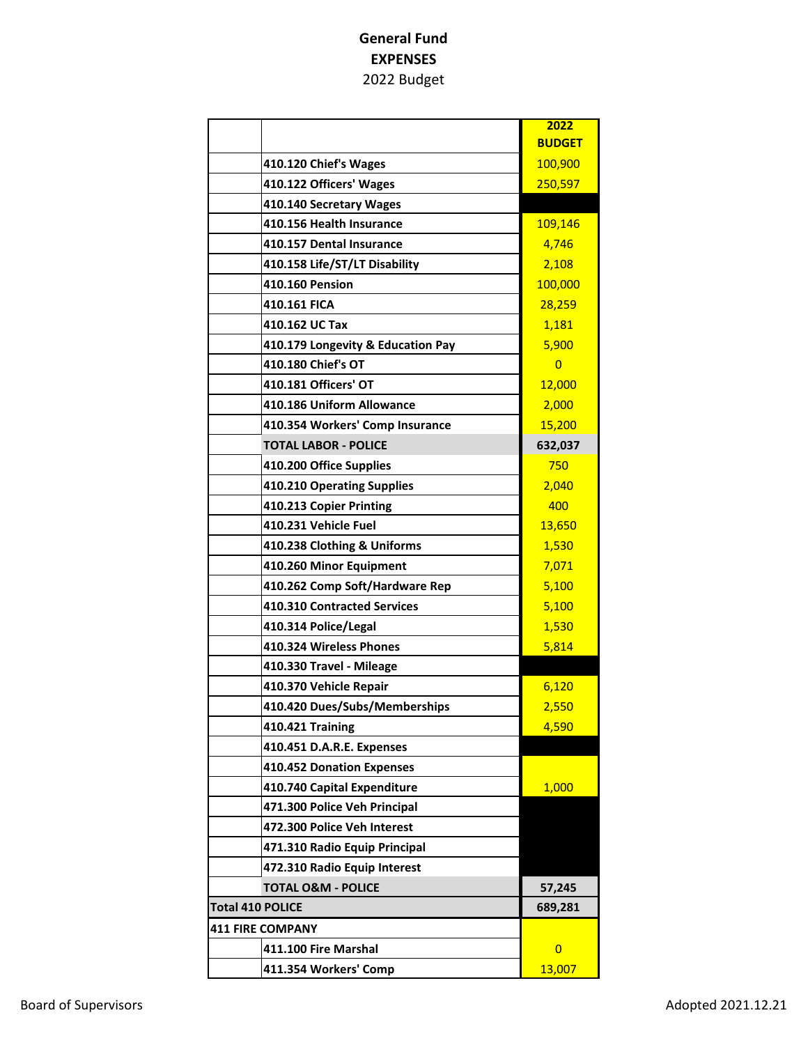# General Fund
# EXPENSES
2022 Budget

| | | 2022 BUDGET |
|---|---|---|
| | 410.120 Chief's Wages | 100,900 |
| | 410.122 Officers' Wages | 250,597 |
| | 410.140 Secretary Wages | |
| | 410.156 Health Insurance | 109,146 |
| | 410.157 Dental Insurance | 4,746 |
| | 410.158 Life/ST/LT Disability | 2,108 |
| | 410.160 Pension | 100,000 |
| | 410.161 FICA | 28,259 |
| | 410.162 UC Tax | 1,181 |
| | 410.179 Longevity & Education Pay | 5,900 |
| | 410.180 Chief's OT | 0 |
| | 410.181 Officers' OT | 12,000 |
| | 410.186 Uniform Allowance | 2,000 |
| | 410.354 Workers' Comp Insurance | 15,200 |
| | **TOTAL LABOR - POLICE** | **632,037** |
| | 410.200 Office Supplies | 750 |
| | 410.210 Operating Supplies | 2,040 |
| | 410.213 Copier Printing | 400 |
| | 410.231 Vehicle Fuel | 13,650 |
| | 410.238 Clothing & Uniforms | 1,530 |
| | 410.260 Minor Equipment | 7,071 |
| | 410.262 Comp Soft/Hardware Rep | 5,100 |
| | 410.310 Contracted Services | 5,100 |
| | 410.314 Police/Legal | 1,530 |
| | 410.324 Wireless Phones | 5,814 |
| | 410.330 Travel - Mileage | |
| | 410.370 Vehicle Repair | 6,120 |
| | 410.420 Dues/Subs/Memberships | 2,550 |
| | 410.421 Training | 4,590 |
| | 410.451 D.A.R.E. Expenses | |
| | 410.452 Donation Expenses | |
| | 410.740 Capital Expenditure | 1,000 |
| | 471.300 Police Veh Principal | |
| | 472.300 Police Veh Interest | |
| | 471.310 Radio Equip Principal | |
| | 472.310 Radio Equip Interest | |
| | **TOTAL O&M - POLICE** | **57,245** |
| **Total 410 POLICE** | | **689,281** |
| **411 FIRE COMPANY** | | |
| | 411.100 Fire Marshal | 0 |
| | 411.354 Workers' Comp | 13,007 |

Board of Supervisors

Adopted 2021.12.21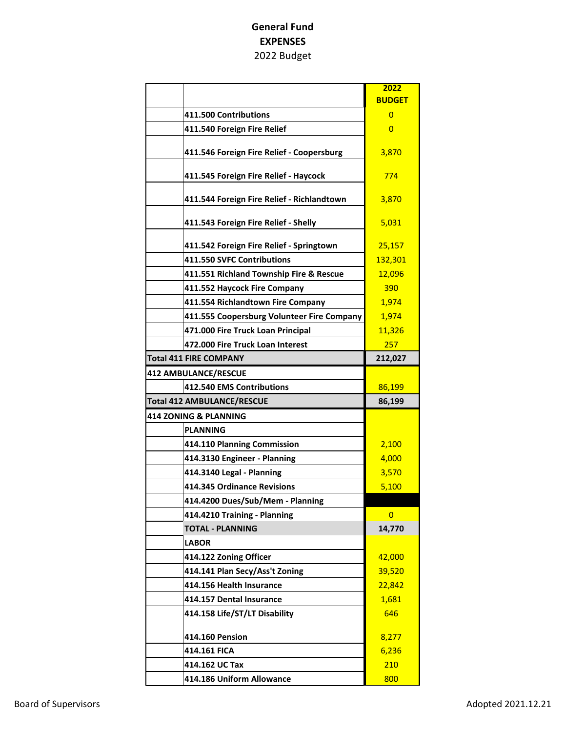# General Fund
## EXPENSES
### 2022 Budget

| | | 2022 BUDGET |
|---|---|---|
| | 411.500 Contributions | 0 |
| | 411.540 Foreign Fire Relief | 0 |
| | 411.546 Foreign Fire Relief - Coopersburg | 3,870 |
| | 411.545 Foreign Fire Relief - Haycock | 774 |
| | 411.544 Foreign Fire Relief - Richlandtown | 3,870 |
| | 411.543 Foreign Fire Relief - Shelly | 5,031 |
| | 411.542 Foreign Fire Relief - Springtown | 25,157 |
| | 411.550 SVFC Contributions | 132,301 |
| | 411.551 Richland Township Fire & Rescue | 12,096 |
| | 411.552 Haycock Fire Company | 390 |
| | 411.554 Richlandtown Fire Company | 1,974 |
| | 411.555 Coopersburg Volunteer Fire Company | 1,974 |
| | 471.000 Fire Truck Loan Principal | 11,326 |
| | 472.000 Fire Truck Loan Interest | 257 |
| **Total 411 FIRE COMPANY** | | **212,027** |
| **412 AMBULANCE/RESCUE** | | |
| | 412.540 EMS Contributions | 86,199 |
| **Total 412 AMBULANCE/RESCUE** | | **86,199** |
| **414 ZONING & PLANNING** | | |
| | **PLANNING** | |
| | 414.110 Planning Commission | 2,100 |
| | 414.3130 Engineer - Planning | 4,000 |
| | 414.3140 Legal - Planning | 3,570 |
| | 414.345 Ordinance Revisions | 5,100 |
| | 414.4200 Dues/Sub/Mem - Planning | |
| | 414.4210 Training - Planning | 0 |
| | **TOTAL - PLANNING** | **14,770** |
| | **LABOR** | |
| | 414.122 Zoning Officer | 42,000 |
| | 414.141 Plan Secy/Ass't Zoning | 39,520 |
| | 414.156 Health Insurance | 22,842 |
| | 414.157 Dental Insurance | 1,681 |
| | 414.158 Life/ST/LT Disability | 646 |
| | 414.160 Pension | 8,277 |
| | 414.161 FICA | 6,236 |
| | 414.162 UC Tax | 210 |
| | 414.186 Uniform Allowance | 800 |

Board of Supervisors — Adopted 2021.12.21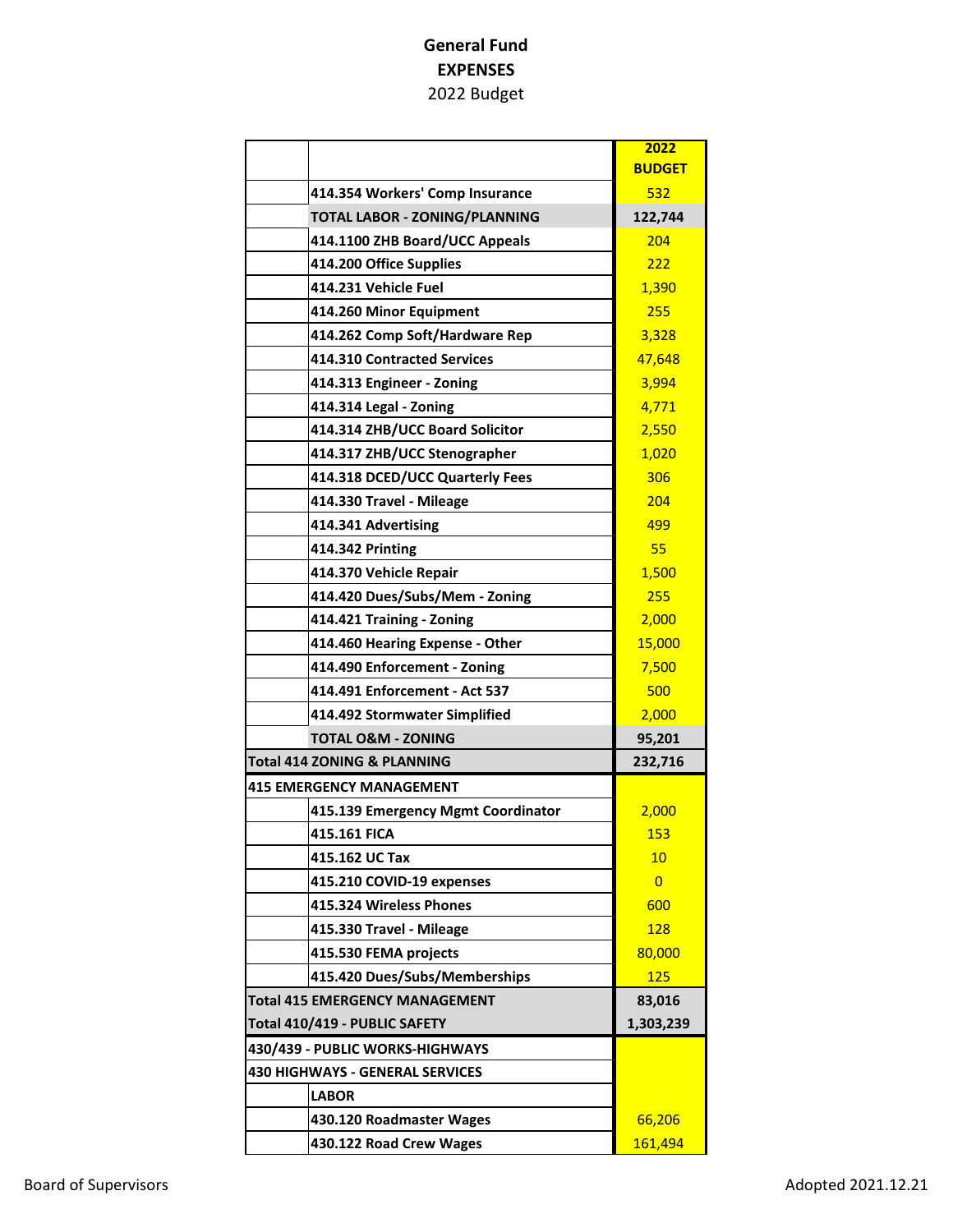# General Fund
## EXPENSES
2022 Budget

| | | 2022 BUDGET |
|---|---|---|
| | **414.354 Workers' Comp Insurance** | 532 |
| | **TOTAL LABOR - ZONING/PLANNING** | **122,744** |
| | **414.1100 ZHB Board/UCC Appeals** | 204 |
| | **414.200 Office Supplies** | 222 |
| | **414.231 Vehicle Fuel** | 1,390 |
| | **414.260 Minor Equipment** | 255 |
| | **414.262 Comp Soft/Hardware Rep** | 3,328 |
| | **414.310 Contracted Services** | 47,648 |
| | **414.313 Engineer - Zoning** | 3,994 |
| | **414.314 Legal - Zoning** | 4,771 |
| | **414.314 ZHB/UCC Board Solicitor** | 2,550 |
| | **414.317 ZHB/UCC Stenographer** | 1,020 |
| | **414.318 DCED/UCC Quarterly Fees** | 306 |
| | **414.330 Travel - Mileage** | 204 |
| | **414.341 Advertising** | 499 |
| | **414.342 Printing** | 55 |
| | **414.370 Vehicle Repair** | 1,500 |
| | **414.420 Dues/Subs/Mem - Zoning** | 255 |
| | **414.421 Training - Zoning** | 2,000 |
| | **414.460 Hearing Expense - Other** | 15,000 |
| | **414.490 Enforcement - Zoning** | 7,500 |
| | **414.491 Enforcement - Act 537** | 500 |
| | **414.492 Stormwater Simplified** | 2,000 |
| | **TOTAL O&M - ZONING** | **95,201** |
| **Total 414 ZONING & PLANNING** | | **232,716** |
| **415 EMERGENCY MANAGEMENT** | | |
| | **415.139 Emergency Mgmt Coordinator** | 2,000 |
| | **415.161 FICA** | 153 |
| | **415.162 UC Tax** | 10 |
| | **415.210 COVID-19 expenses** | 0 |
| | **415.324 Wireless Phones** | 600 |
| | **415.330 Travel - Mileage** | 128 |
| | **415.530 FEMA projects** | 80,000 |
| | **415.420 Dues/Subs/Memberships** | 125 |
| **Total 415 EMERGENCY MANAGEMENT** | | **83,016** |
| **Total 410/419 - PUBLIC SAFETY** | | **1,303,239** |
| **430/439 - PUBLIC WORKS-HIGHWAYS** | | |
| **430 HIGHWAYS - GENERAL SERVICES** | | |
| | **LABOR** | |
| | **430.120 Roadmaster Wages** | 66,206 |
| | **430.122 Road Crew Wages** | 161,494 |

Board of Supervisors

Adopted 2021.12.21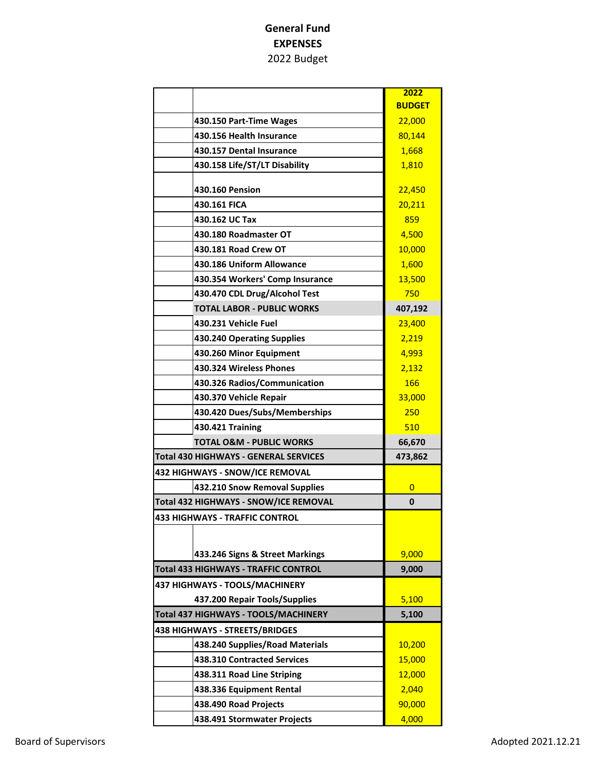# General Fund
## EXPENSES
2022 Budget

| | | 2022 BUDGET |
|---|---|---|
| | 430.150 Part-Time Wages | 22,000 |
| | 430.156 Health Insurance | 80,144 |
| | 430.157 Dental Insurance | 1,668 |
| | 430.158 Life/ST/LT Disability | 1,810 |
| | 430.160 Pension | 22,450 |
| | 430.161 FICA | 20,211 |
| | 430.162 UC Tax | 859 |
| | 430.180 Roadmaster OT | 4,500 |
| | 430.181 Road Crew OT | 10,000 |
| | 430.186 Uniform Allowance | 1,600 |
| | 430.354 Workers' Comp Insurance | 13,500 |
| | 430.470 CDL Drug/Alcohol Test | 750 |
| | TOTAL LABOR - PUBLIC WORKS | 407,192 |
| | 430.231 Vehicle Fuel | 23,400 |
| | 430.240 Operating Supplies | 2,219 |
| | 430.260 Minor Equipment | 4,993 |
| | 430.324 Wireless Phones | 2,132 |
| | 430.326 Radios/Communication | 166 |
| | 430.370 Vehicle Repair | 33,000 |
| | 430.420 Dues/Subs/Memberships | 250 |
| | 430.421 Training | 510 |
| | TOTAL O&M - PUBLIC WORKS | 66,670 |
| Total 430 HIGHWAYS - GENERAL SERVICES | | 473,862 |
| 432 HIGHWAYS - SNOW/ICE REMOVAL | | |
| | 432.210 Snow Removal Supplies | 0 |
| Total 432 HIGHWAYS - SNOW/ICE REMOVAL | | 0 |
| 433 HIGHWAYS - TRAFFIC CONTROL | | |
| | 433.246 Signs & Street Markings | 9,000 |
| Total 433 HIGHWAYS - TRAFFIC CONTROL | | 9,000 |
| 437 HIGHWAYS - TOOLS/MACHINERY | | |
| | 437.200 Repair Tools/Supplies | 5,100 |
| Total 437 HIGHWAYS - TOOLS/MACHINERY | | 5,100 |
| 438 HIGHWAYS - STREETS/BRIDGES | | |
| | 438.240 Supplies/Road Materials | 10,200 |
| | 438.310 Contracted Services | 15,000 |
| | 438.311 Road Line Striping | 12,000 |
| | 438.336 Equipment Rental | 2,040 |
| | 438.490 Road Projects | 90,000 |
| | 438.491 Stormwater Projects | 4,000 |

Board of Supervisors — Adopted 2021.12.21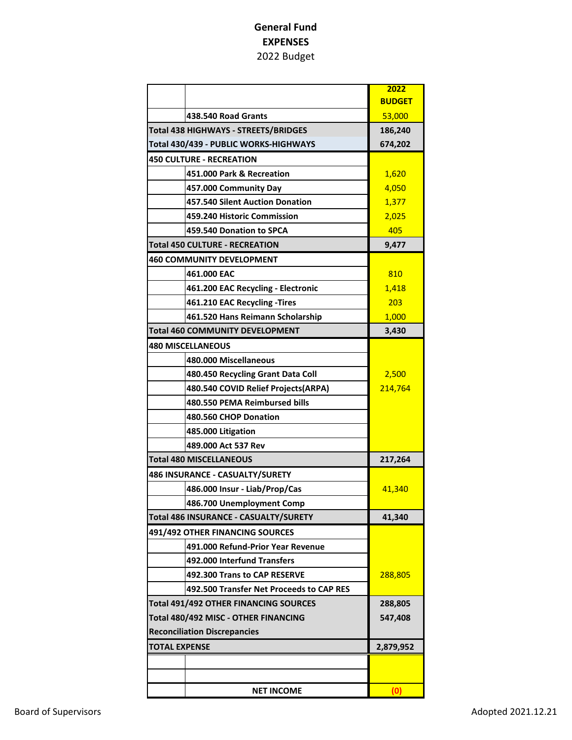# General Fund
## EXPENSES
2022 Budget

| | | 2022 BUDGET |
|---|---|---|
| | 438.540 Road Grants | 53,000 |
| **Total 438 HIGHWAYS - STREETS/BRIDGES** | | **186,240** |
| **Total 430/439 - PUBLIC WORKS-HIGHWAYS** | | **674,202** |
| **450 CULTURE - RECREATION** | | |
| | 451.000 Park & Recreation | 1,620 |
| | 457.000 Community Day | 4,050 |
| | 457.540 Silent Auction Donation | 1,377 |
| | 459.240 Historic Commission | 2,025 |
| | 459.540 Donation to SPCA | 405 |
| **Total 450 CULTURE - RECREATION** | | **9,477** |
| **460 COMMUNITY DEVELOPMENT** | | |
| | 461.000 EAC | 810 |
| | 461.200 EAC Recycling - Electronic | 1,418 |
| | 461.210 EAC Recycling -Tires | 203 |
| | 461.520 Hans Reimann Scholarship | 1,000 |
| **Total 460 COMMUNITY DEVELOPMENT** | | **3,430** |
| **480 MISCELLANEOUS** | | |
| | 480.000 Miscellaneous | |
| | 480.450 Recycling Grant Data Coll | 2,500 |
| | 480.540 COVID Relief Projects(ARPA) | 214,764 |
| | 480.550 PEMA Reimbursed bills | |
| | 480.560 CHOP Donation | |
| | 485.000 Litigation | |
| | 489.000 Act 537 Rev | |
| **Total 480 MISCELLANEOUS** | | **217,264** |
| **486 INSURANCE - CASUALTY/SURETY** | | |
| | 486.000 Insur - Liab/Prop/Cas | 41,340 |
| | 486.700 Unemployment Comp | |
| **Total 486 INSURANCE - CASUALTY/SURETY** | | **41,340** |
| **491/492 OTHER FINANCING SOURCES** | | |
| | 491.000 Refund-Prior Year Revenue | |
| | 492.000 Interfund Transfers | |
| | 492.300 Trans to CAP RESERVE | 288,805 |
| | 492.500 Transfer Net Proceeds to CAP RES | |
| **Total 491/492 OTHER FINANCING SOURCES** | | **288,805** |
| **Total 480/492 MISC - OTHER FINANCING** | | **547,408** |
| **Reconciliation Discrepancies** | | |
| **TOTAL EXPENSE** | | **2,879,952** |
| | | |
| | | |
| | **NET INCOME** | **(0)** |

Board of Supervisors

Adopted 2021.12.21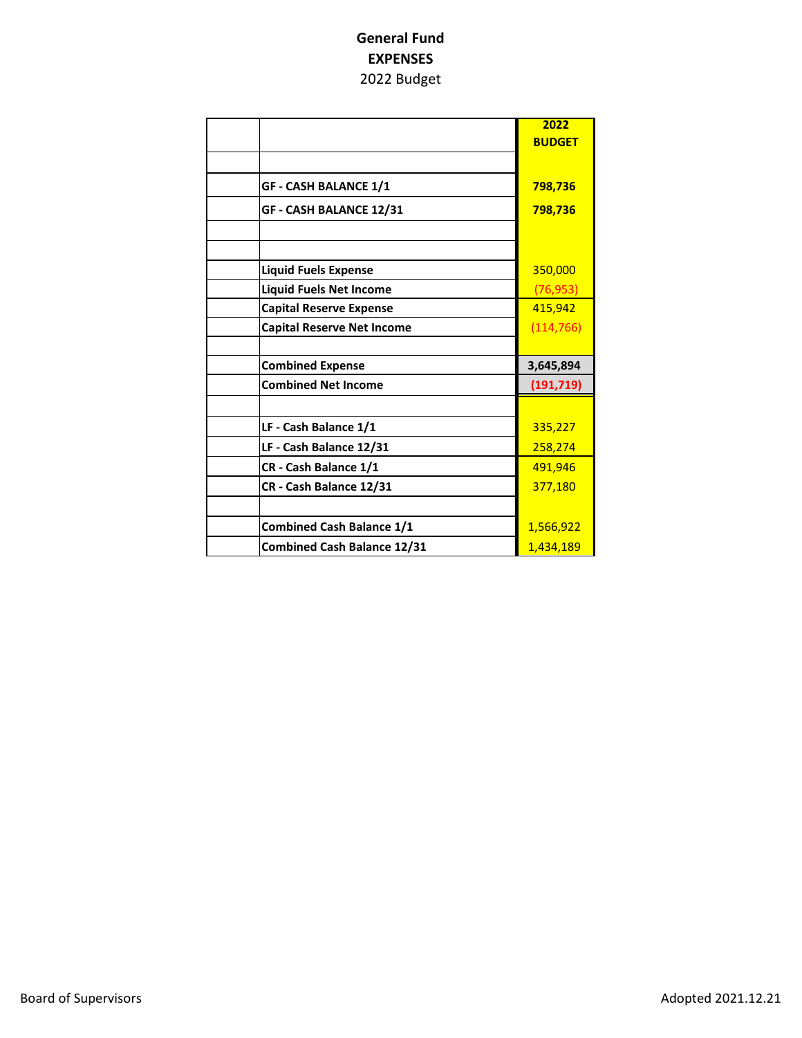**General Fund**
**EXPENSES**
2022 Budget

| | | 2022 BUDGET |
|---|---|---|
| | | |
| | **GF - CASH BALANCE 1/1** | **798,736** |
| | **GF - CASH BALANCE 12/31** | **798,736** |
| | | |
| | | |
| | **Liquid Fuels Expense** | 350,000 |
| | **Liquid Fuels Net Income** | (76,953) |
| | **Capital Reserve Expense** | 415,942 |
| | **Capital Reserve Net Income** | (114,766) |
| | | |
| | **Combined Expense** | **3,645,894** |
| | **Combined Net Income** | **(191,719)** |
| | | |
| | **LF - Cash Balance 1/1** | 335,227 |
| | **LF - Cash Balance 12/31** | 258,274 |
| | **CR - Cash Balance 1/1** | 491,946 |
| | **CR - Cash Balance 12/31** | 377,180 |
| | | |
| | **Combined Cash Balance 1/1** | 1,566,922 |
| | **Combined Cash Balance 12/31** | 1,434,189 |

Board of Supervisors

Adopted 2021.12.21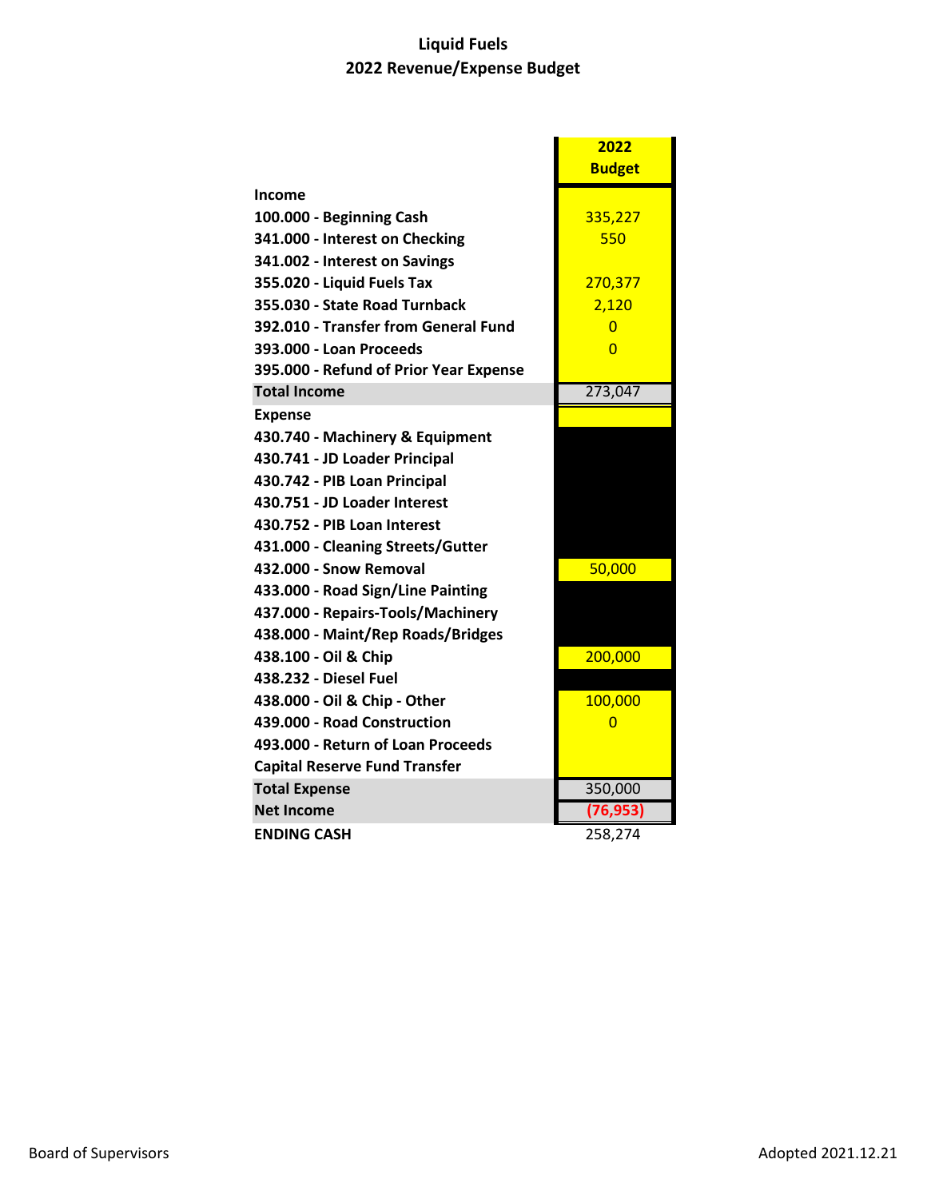# Liquid Fuels
## 2022 Revenue/Expense Budget

| | 2022 Budget |
|---|---|
| **Income** | |
| **100.000 - Beginning Cash** | 335,227 |
| **341.000 - Interest on Checking** | 550 |
| **341.002 - Interest on Savings** | |
| **355.020 - Liquid Fuels Tax** | 270,377 |
| **355.030 - State Road Turnback** | 2,120 |
| **392.010 - Transfer from General Fund** | 0 |
| **393.000 - Loan Proceeds** | 0 |
| **395.000 - Refund of Prior Year Expense** | |
| **Total Income** | 273,047 |
| **Expense** | |
| **430.740 - Machinery & Equipment** | |
| **430.741 - JD Loader Principal** | |
| **430.742 - PIB Loan Principal** | |
| **430.751 - JD Loader Interest** | |
| **430.752 - PIB Loan Interest** | |
| **431.000 - Cleaning Streets/Gutter** | |
| **432.000 - Snow Removal** | 50,000 |
| **433.000 - Road Sign/Line Painting** | |
| **437.000 - Repairs-Tools/Machinery** | |
| **438.000 - Maint/Rep Roads/Bridges** | |
| **438.100 - Oil & Chip** | 200,000 |
| **438.232 - Diesel Fuel** | |
| **438.000 - Oil & Chip - Other** | 100,000 |
| **439.000 - Road Construction** | 0 |
| **493.000 - Return of Loan Proceeds** | |
| **Capital Reserve Fund Transfer** | |
| **Total Expense** | 350,000 |
| **Net Income** | (76,953) |
| **ENDING CASH** | 258,274 |

Board of Supervisors

Adopted 2021.12.21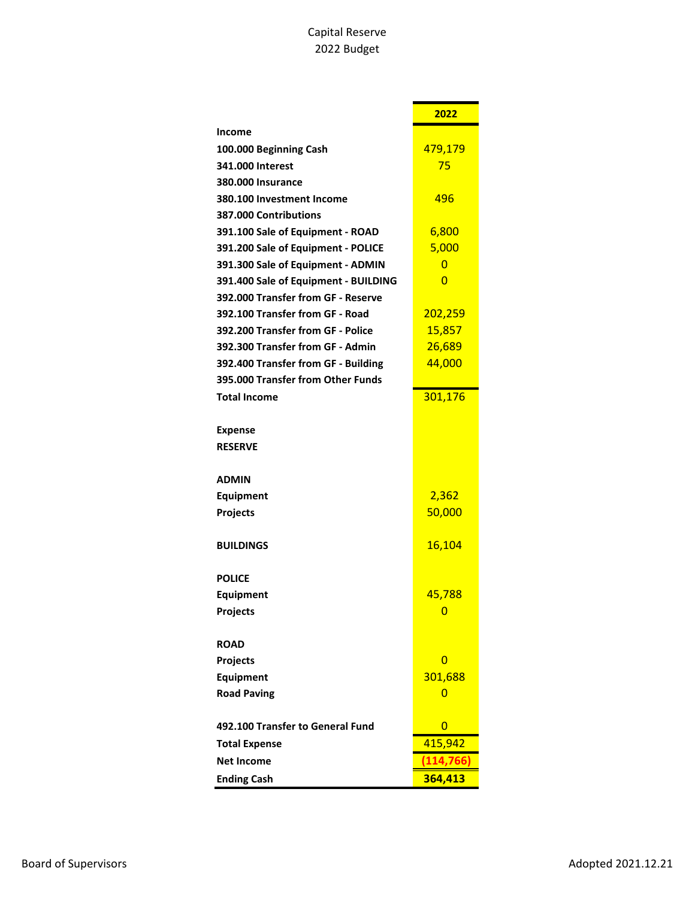# Capital Reserve
## 2022 Budget

| | 2022 |
|---|---|
| **Income** | |
| **100.000 Beginning Cash** | 479,179 |
| **341.000 Interest** | 75 |
| **380.000 Insurance** | |
| **380.100 Investment Income** | 496 |
| **387.000 Contributions** | |
| **391.100 Sale of Equipment - ROAD** | 6,800 |
| **391.200 Sale of Equipment - POLICE** | 5,000 |
| **391.300 Sale of Equipment - ADMIN** | 0 |
| **391.400 Sale of Equipment - BUILDING** | 0 |
| **392.000 Transfer from GF - Reserve** | |
| **392.100 Transfer from GF - Road** | 202,259 |
| **392.200 Transfer from GF - Police** | 15,857 |
| **392.300 Transfer from GF - Admin** | 26,689 |
| **392.400 Transfer from GF - Building** | 44,000 |
| **395.000 Transfer from Other Funds** | |
| **Total Income** | 301,176 |
| | |
| **Expense** | |
| **RESERVE** | |
| | |
| **ADMIN** | |
| **Equipment** | 2,362 |
| **Projects** | 50,000 |
| | |
| **BUILDINGS** | 16,104 |
| | |
| **POLICE** | |
| **Equipment** | 45,788 |
| **Projects** | 0 |
| | |
| **ROAD** | |
| **Projects** | 0 |
| **Equipment** | 301,688 |
| **Road Paving** | 0 |
| | |
| **492.100 Transfer to General Fund** | 0 |
| **Total Expense** | 415,942 |
| **Net Income** | (114,766) |
| **Ending Cash** | **364,413** |

Board of Supervisors

Adopted 2021.12.21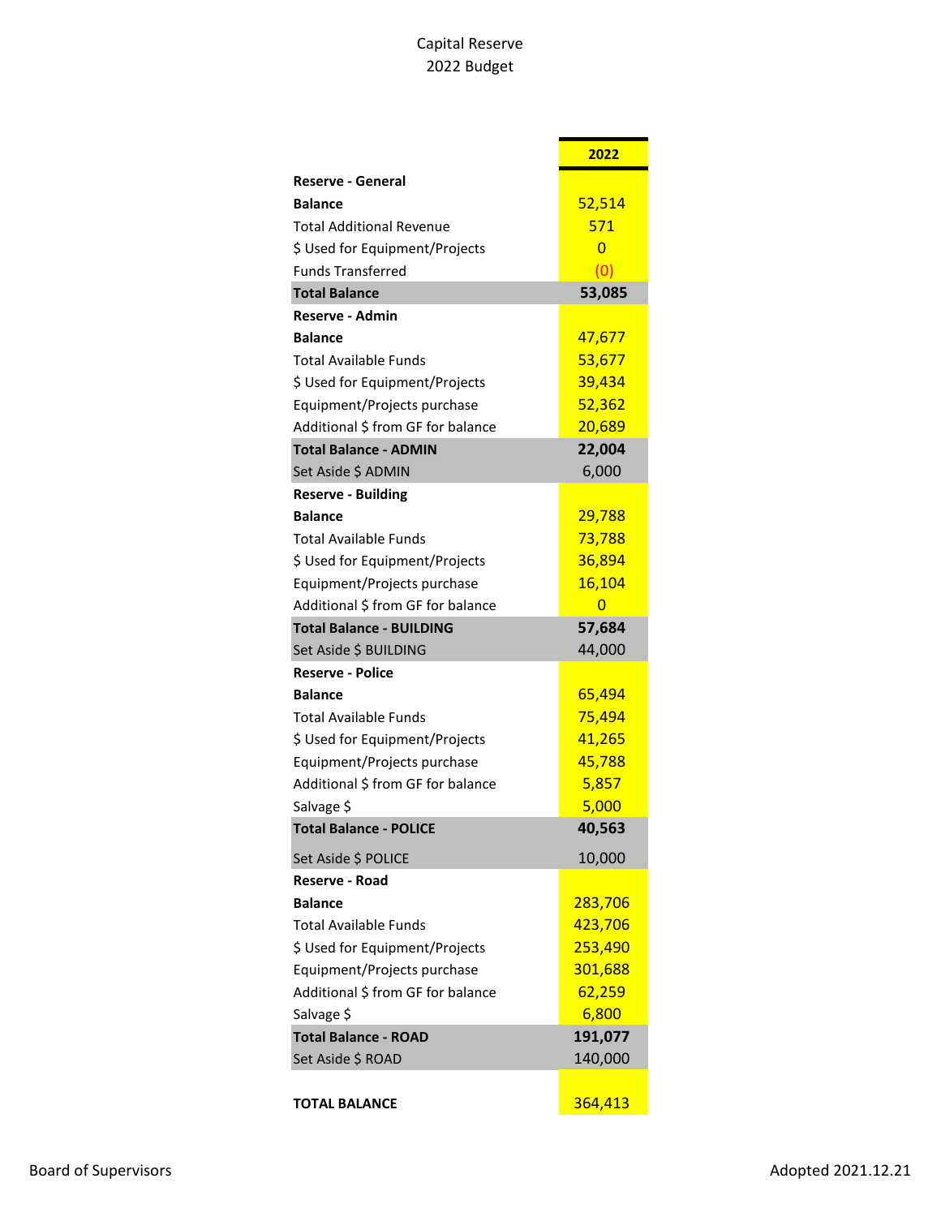# Capital Reserve
## 2022 Budget

| | 2022 |
|---|---|
| **Reserve - General** | |
| **Balance** | 52,514 |
| Total Additional Revenue | 571 |
| $ Used for Equipment/Projects | 0 |
| Funds Transferred | (0) |
| **Total Balance** | **53,085** |
| **Reserve - Admin** | |
| **Balance** | 47,677 |
| Total Available Funds | 53,677 |
| $ Used for Equipment/Projects | 39,434 |
| Equipment/Projects purchase | 52,362 |
| Additional $ from GF for balance | 20,689 |
| **Total Balance - ADMIN** | **22,004** |
| Set Aside $ ADMIN | 6,000 |
| **Reserve - Building** | |
| **Balance** | 29,788 |
| Total Available Funds | 73,788 |
| $ Used for Equipment/Projects | 36,894 |
| Equipment/Projects purchase | 16,104 |
| Additional $ from GF for balance | 0 |
| **Total Balance - BUILDING** | **57,684** |
| Set Aside $ BUILDING | 44,000 |
| **Reserve - Police** | |
| **Balance** | 65,494 |
| Total Available Funds | 75,494 |
| $ Used for Equipment/Projects | 41,265 |
| Equipment/Projects purchase | 45,788 |
| Additional $ from GF for balance | 5,857 |
| Salvage $ | 5,000 |
| **Total Balance - POLICE** | **40,563** |
| Set Aside $ POLICE | 10,000 |
| **Reserve - Road** | |
| **Balance** | 283,706 |
| Total Available Funds | 423,706 |
| $ Used for Equipment/Projects | 253,490 |
| Equipment/Projects purchase | 301,688 |
| Additional $ from GF for balance | 62,259 |
| Salvage $ | 6,800 |
| **Total Balance - ROAD** | **191,077** |
| Set Aside $ ROAD | 140,000 |
| | |
| **TOTAL BALANCE** | 364,413 |

Board of Supervisors

Adopted 2021.12.21